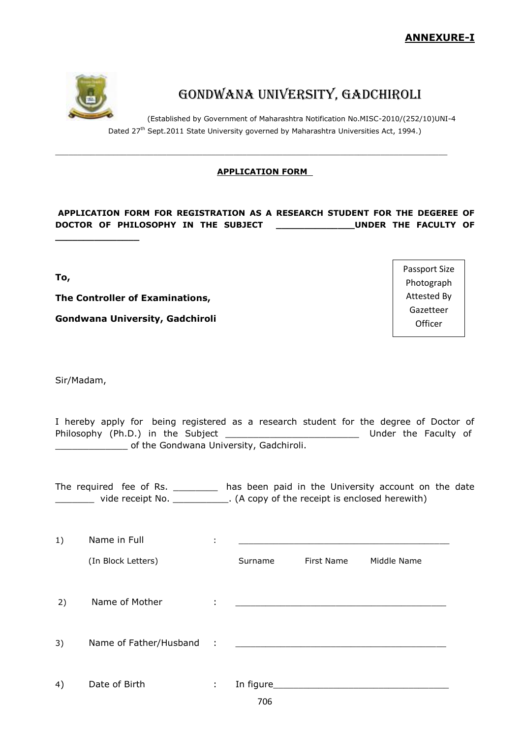**ANNEXURE-I**

# GONDWANA UNIVERSITY, GADCHIROLI

(Established by Government of Maharashtra Notification No.MISC-2010/(252/10)UNI-4 Dated 27th Sept.2011 State University governed by Maharashtra Universities Act, 1994.)

---

**APPLICATION FORM**

**APPLICATION FORM FOR REGISTRATION AS A RESEARCH STUDENT FOR THE DEGEREE OF DOCTOR OF PHILOSOPHY IN THE SUBJECT ______________UNDER THE FACULTY OF ______________**

Passport Size Photograph Attested By Gazetteer Officer

**To,**

**The Controller of Examinations,**

**Gondwana University, Gadchiroli**

Sir/Madam,

I hereby apply for being registered as a research student for the degree of Doctor of Philosophy (Ph.D.) in the Subject ________________________ Under the Faculty of _____________ of the Gondwana University, Gadchiroli.

The required fee of Rs. ________ has been paid in the University account on the date _______ vide receipt No. __________. (A copy of the receipt is enclosed herewith)

1) Name in Full : _______________________________________
   (In Block Letters) Surname First Name Middle Name

2) Name of Mother : _______________________________________

3) Name of Father/Husband : _______________________________________

4) Date of Birth : In figure________________________________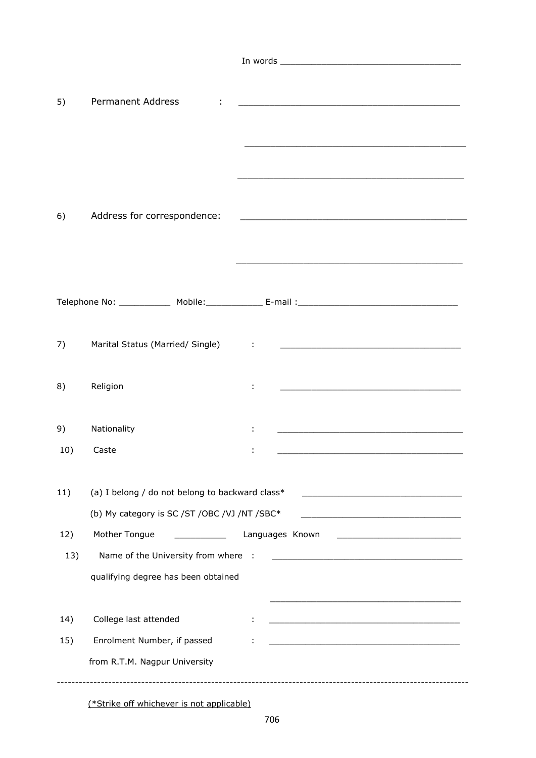In words ___________________________________

5) Permanent Address : ___________________________________________

___________________________________________

___________________________________________

6) Address for correspondence: ___________________________________________

___________________________________________

Telephone No: __________ Mobile:___________ E-mail :_______________________________

7) Marital Status (Married/ Single) : ___________________________________

8) Religion : ___________________________________

9) Nationality : ___________________________________

10) Caste : ___________________________________

11) (a) I belong / do not belong to backward class* _______________________________

(b) My category is SC /ST /OBC /VJ /NT /SBC* _______________________________

12) Mother Tongue __________ Languages Known ________________________

13) Name of the University from where : ____________________________________

qualifying degree has been obtained

____________________________________

14) College last attended : ____________________________________

15) Enrolment Number, if passed : ____________________________________

from R.T.M. Nagpur University

---

(*Strike off whichever is not applicable)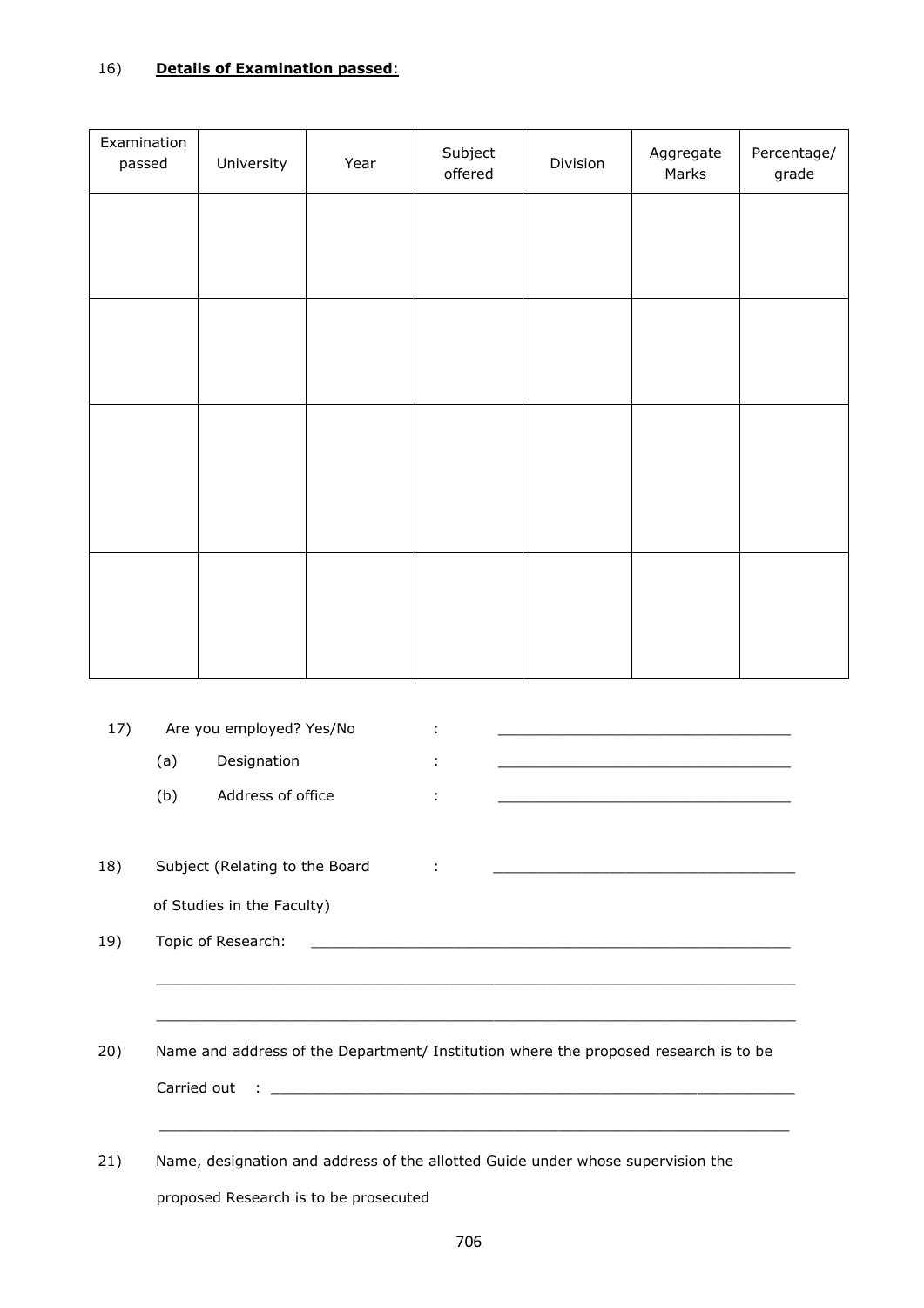16) **Details of Examination passed**:

| Examination passed | University | Year | Subject offered | Division | Aggregate Marks | Percentage/ grade |
|---|---|---|---|---|---|---|
| | | | | | | |
| | | | | | | |
| | | | | | | |
| | | | | | | |

17) Are you employed? Yes/No : ________________________________

(a) Designation : ________________________________

(b) Address of office : ________________________________

18) Subject (Relating to the Board of Studies in the Faculty) : ________________________________

19) Topic of Research: ____________________________________________________

________________________________________________________________________

________________________________________________________________________

20) Name and address of the Department/ Institution where the proposed research is to be Carried out : ____________________________________________________________

________________________________________________________________________

21) Name, designation and address of the allotted Guide under whose supervision the proposed Research is to be prosecuted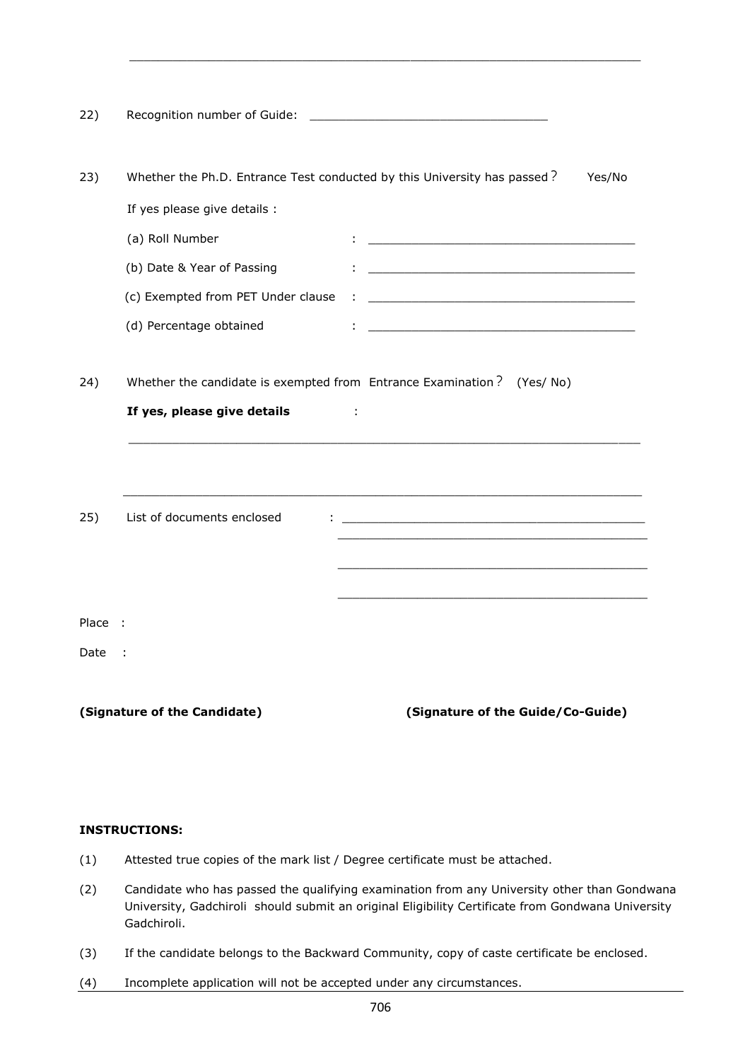______________________________________________________________________

22) Recognition number of Guide: ________________________________

23) Whether the Ph.D. Entrance Test conducted by this University has passed? Yes/No

If yes please give details :

(a) Roll Number : ____________________________________

(b) Date & Year of Passing : ____________________________________

(c) Exempted from PET Under clause : ____________________________________

(d) Percentage obtained : ____________________________________

24) Whether the candidate is exempted from Entrance Examination? (Yes/ No)

**If yes, please give details** :

______________________________________________________________________

______________________________________________________________________

25) List of documents enclosed : __________________________________________

__________________________________________

__________________________________________

__________________________________________

Place :

Date :

**(Signature of the Candidate)** **(Signature of the Guide/Co-Guide)**

**INSTRUCTIONS:**

(1) Attested true copies of the mark list / Degree certificate must be attached.

(2) Candidate who has passed the qualifying examination from any University other than Gondwana University, Gadchiroli should submit an original Eligibility Certificate from Gondwana University Gadchiroli.

(3) If the candidate belongs to the Backward Community, copy of caste certificate be enclosed.

(4) Incomplete application will not be accepted under any circumstances.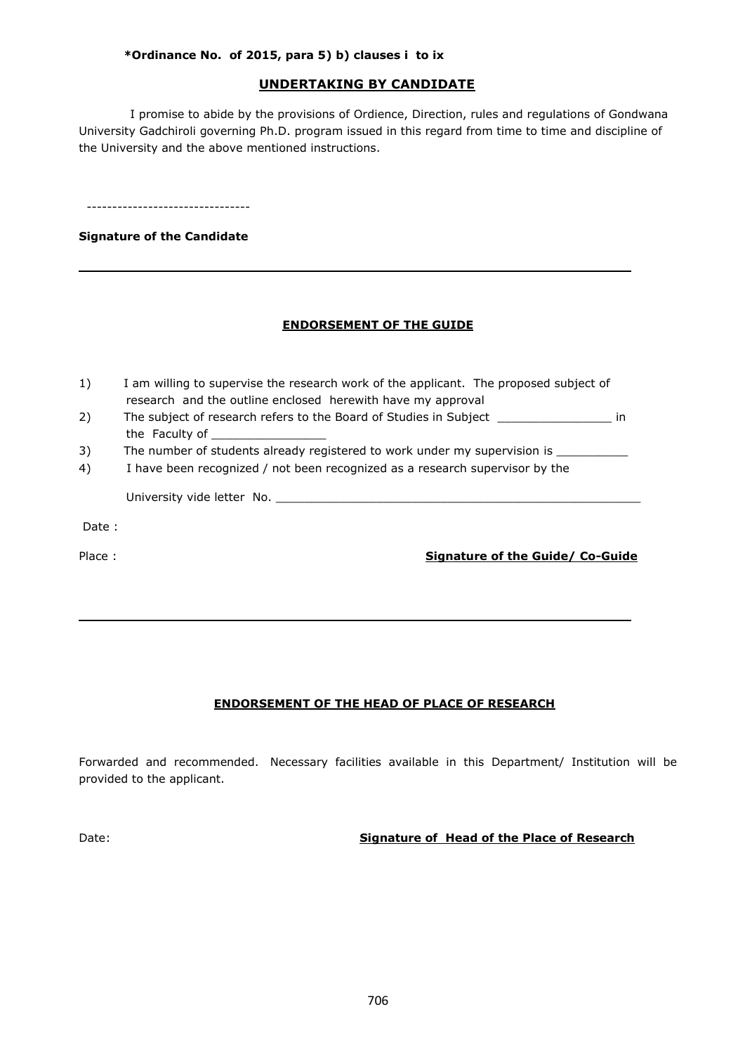**\*Ordinance No. of 2015, para 5) b) clauses i to ix**

## UNDERTAKING BY CANDIDATE

I promise to abide by the provisions of Ordience, Direction, rules and regulations of Gondwana University Gadchiroli governing Ph.D. program issued in this regard from time to time and discipline of the University and the above mentioned instructions.

--------------------------------

**Signature of the Candidate**

---

## ENDORSEMENT OF THE GUIDE

1) I am willing to supervise the research work of the applicant. The proposed subject of research and the outline enclosed herewith have my approval
2) The subject of research refers to the Board of Studies in Subject ________________ in the Faculty of ________________
3) The number of students already registered to work under my supervision is __________
4) I have been recognized / not been recognized as a research supervisor by the

   University vide letter No. ____________________________________________________

Date :

Place : **Signature of the Guide/ Co-Guide**

---

## ENDORSEMENT OF THE HEAD OF PLACE OF RESEARCH

Forwarded and recommended. Necessary facilities available in this Department/ Institution will be provided to the applicant.

Date: **Signature of Head of the Place of Research**